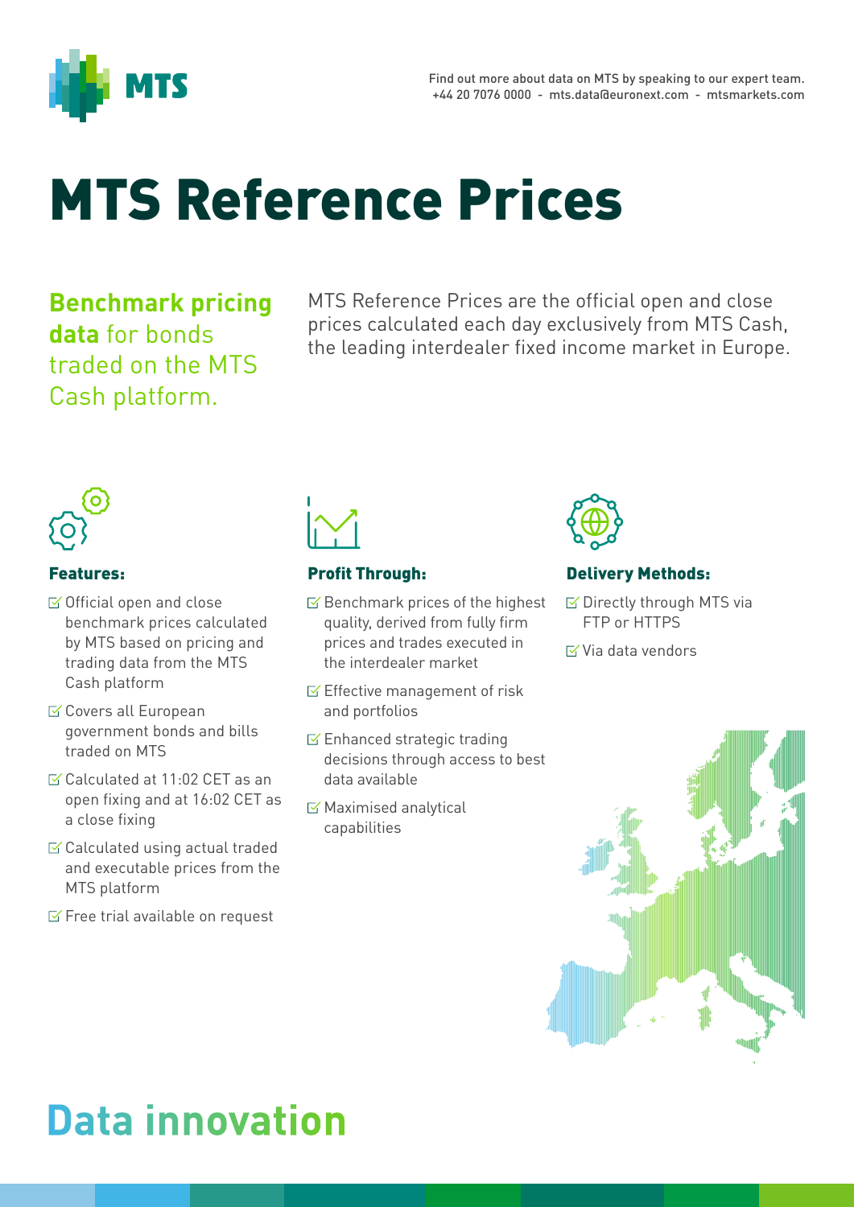Find out more about data on MTS by speaking to our expert team.
+44 20 7076 0000 - mts.data@euronext.com - mtsmarkets.com

# MTS Reference Prices

**Benchmark pricing data** for bonds traded on the MTS Cash platform.

MTS Reference Prices are the official open and close prices calculated each day exclusively from MTS Cash, the leading interdealer fixed income market in Europe.

### Features:

- Official open and close benchmark prices calculated by MTS based on pricing and trading data from the MTS Cash platform
- Covers all European government bonds and bills traded on MTS
- Calculated at 11:02 CET as an open fixing and at 16:02 CET as a close fixing
- Calculated using actual traded and executable prices from the MTS platform
- Free trial available on request

### Profit Through:

- Benchmark prices of the highest quality, derived from fully firm prices and trades executed in the interdealer market
- Effective management of risk and portfolios
- Enhanced strategic trading decisions through access to best data available
- Maximised analytical capabilities

### Delivery Methods:

- Directly through MTS via FTP or HTTPS
- Via data vendors

## Data innovation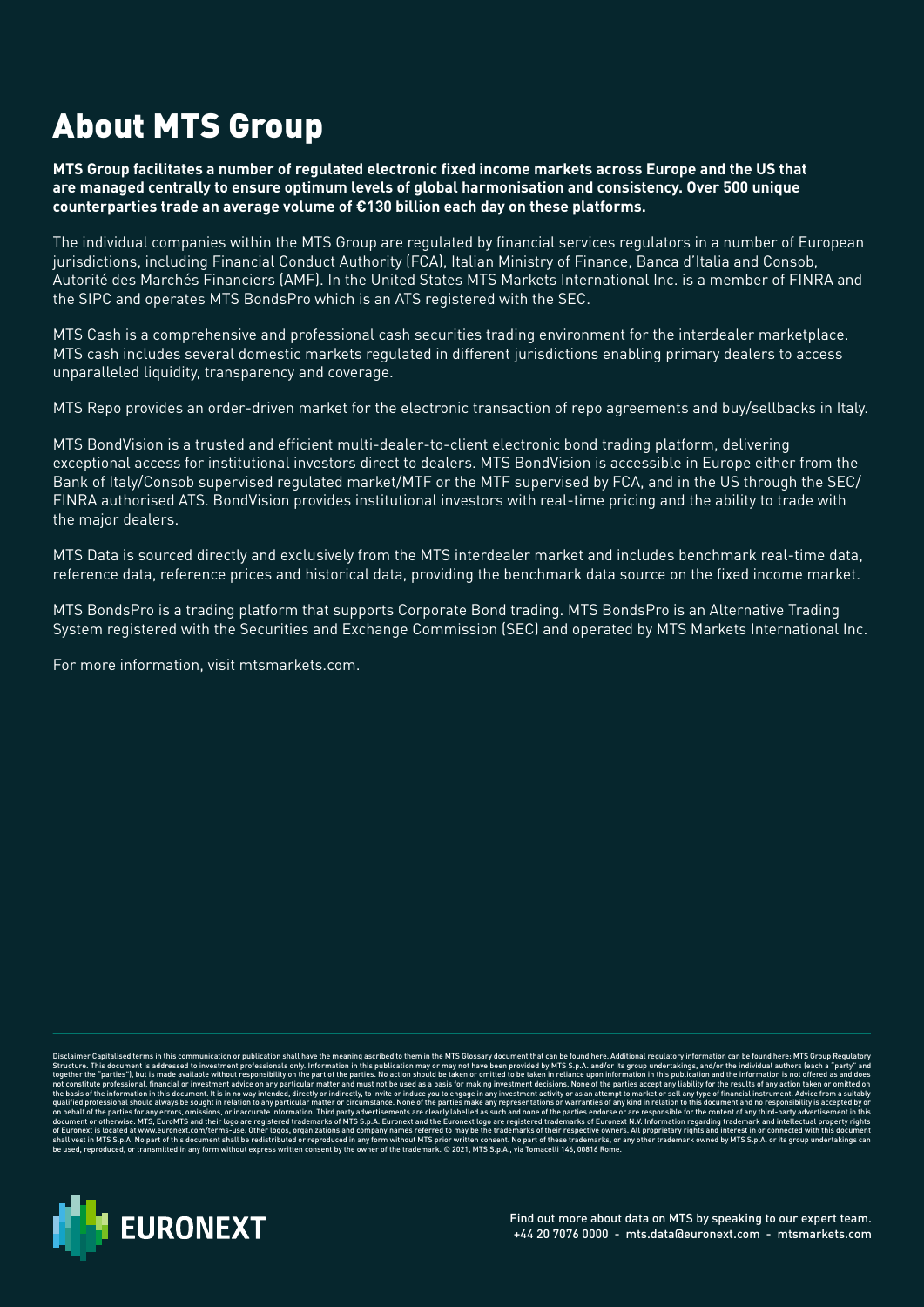# About MTS Group

**MTS Group facilitates a number of regulated electronic fixed income markets across Europe and the US that are managed centrally to ensure optimum levels of global harmonisation and consistency. Over 500 unique counterparties trade an average volume of €130 billion each day on these platforms.**

The individual companies within the MTS Group are regulated by financial services regulators in a number of European jurisdictions, including Financial Conduct Authority (FCA), Italian Ministry of Finance, Banca d'Italia and Consob, Autorité des Marchés Financiers (AMF). In the United States MTS Markets International Inc. is a member of FINRA and the SIPC and operates MTS BondsPro which is an ATS registered with the SEC.

MTS Cash is a comprehensive and professional cash securities trading environment for the interdealer marketplace. MTS cash includes several domestic markets regulated in different jurisdictions enabling primary dealers to access unparalleled liquidity, transparency and coverage.

MTS Repo provides an order-driven market for the electronic transaction of repo agreements and buy/sellbacks in Italy.

MTS BondVision is a trusted and efficient multi-dealer-to-client electronic bond trading platform, delivering exceptional access for institutional investors direct to dealers. MTS BondVision is accessible in Europe either from the Bank of Italy/Consob supervised regulated market/MTF or the MTF supervised by FCA, and in the US through the SEC/FINRA authorised ATS. BondVision provides institutional investors with real-time pricing and the ability to trade with the major dealers.

MTS Data is sourced directly and exclusively from the MTS interdealer market and includes benchmark real-time data, reference data, reference prices and historical data, providing the benchmark data source on the fixed income market.

MTS BondsPro is a trading platform that supports Corporate Bond trading. MTS BondsPro is an Alternative Trading System registered with the Securities and Exchange Commission (SEC) and operated by MTS Markets International Inc.

For more information, visit mtsmarkets.com.

Disclaimer Capitalised terms in this communication or publication shall have the meaning ascribed to them in the MTS Glossary document that can be found here. Additional regulatory information can be found here: MTS Group Regulatory Structure. This document is addressed to investment professionals only. Information in this publication may or may not have been provided by MTS S.p.A. and/or its group undertakings, and/or the individual authors (each a "party" and together the "parties"), but is made available without responsibility on the part of the parties. No action should be taken or omitted to be taken in reliance upon information in this publication and the information is not offered as and does not constitute professional, financial or investment advice on any particular matter and must not be used as a basis for making investment decisions. None of the parties accept any liability for the results of any action taken or omitted on the basis of the information in this document. It is in no way intended, directly or indirectly, to invite or induce you to engage in any investment activity or as an attempt to market or sell any type of financial instrument. Advice from a suitably qualified professional should always be sought in relation to any particular matter or circumstance. None of the parties make any representations or warranties of any kind in relation to this document and no responsibility is accepted by or on behalf of the parties for any errors, omissions, or inaccurate information. Third party advertisements are clearly labelled as such and none of the parties endorse or are responsible for the content of any third-party advertisement in this document or otherwise. MTS, EuroMTS and their logo are registered trademarks of MTS S.p.A. Euronext and the Euronext logo are registered trademarks of Euronext N.V. Information regarding trademark and intellectual property rights of Euronext is located at www.euronext.com/terms-use. Other logos, organizations and company names referred to may be the trademarks of their respective owners. All proprietary rights and interest in or connected with this document shall vest in MTS S.p.A. No part of this document shall be redistributed or reproduced in any form without MTS prior written consent. No part of these trademarks, or any other trademark owned by MTS S.p.A. or its group undertakings can be used, reproduced, or transmitted in any form without express written consent by the owner of the trademark. © 2021, MTS S.p.A., via Tomacelli 146, 00816 Rome.

EURONEXT

Find out more about data on MTS by speaking to our expert team.
+44 20 7076 0000 - mts.data@euronext.com - mtsmarkets.com